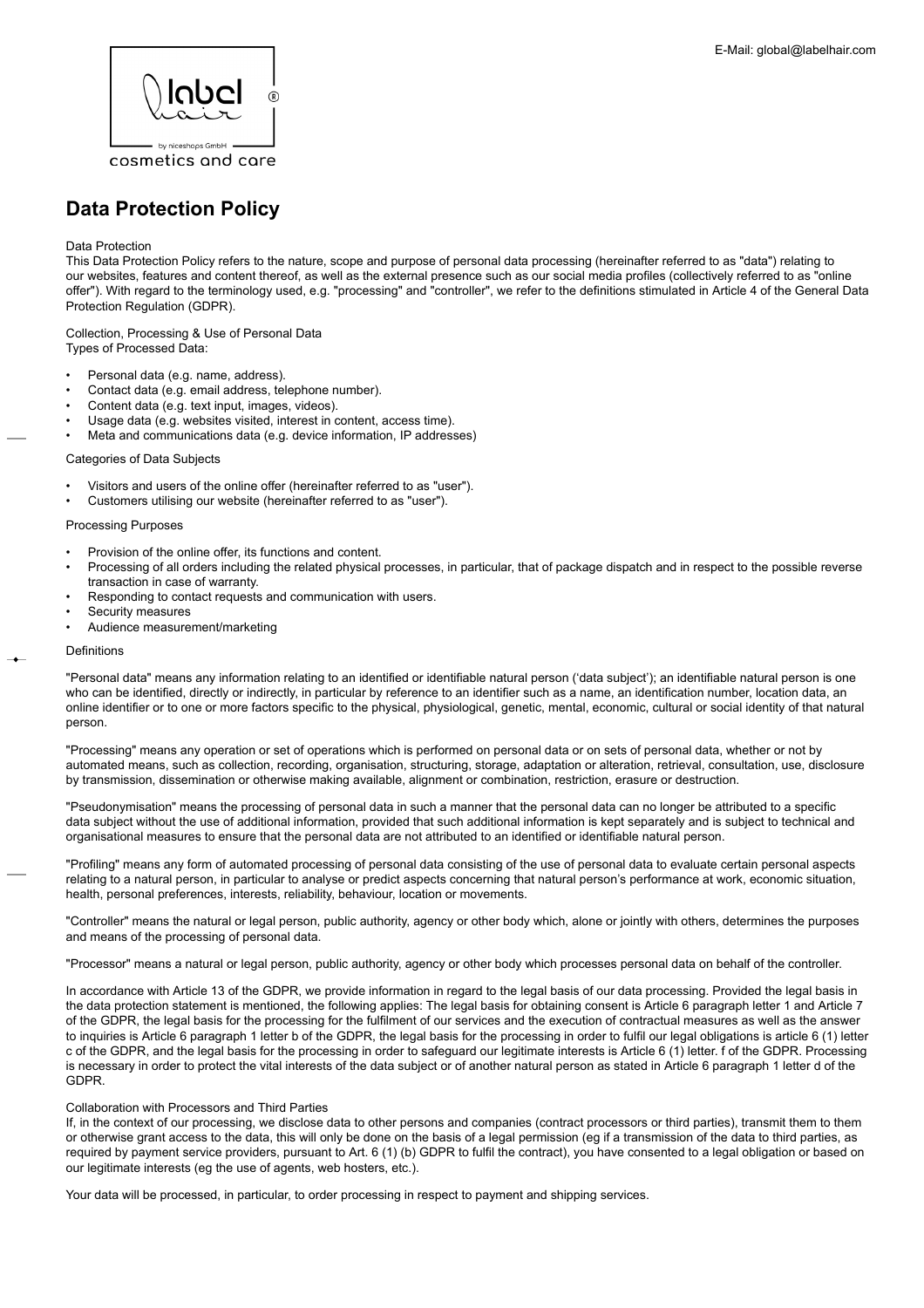E-Mail: global@labelhair.com

label hair ®
by niceshops GmbH
cosmetics and care

# Data Protection Policy

Data Protection
This Data Protection Policy refers to the nature, scope and purpose of personal data processing (hereinafter referred to as "data") relating to our websites, features and content thereof, as well as the external presence such as our social media profiles (collectively referred to as "online offer"). With regard to the terminology used, e.g. "processing" and "controller", we refer to the definitions stimulated in Article 4 of the General Data Protection Regulation (GDPR).

Collection, Processing & Use of Personal Data
Types of Processed Data:

- Personal data (e.g. name, address).
- Contact data (e.g. email address, telephone number).
- Content data (e.g. text input, images, videos).
- Usage data (e.g. websites visited, interest in content, access time).
- Meta and communications data (e.g. device information, IP addresses)

Categories of Data Subjects

- Visitors and users of the online offer (hereinafter referred to as "user").
- Customers utilising our website (hereinafter referred to as "user").

Processing Purposes

- Provision of the online offer, its functions and content.
- Processing of all orders including the related physical processes, in particular, that of package dispatch and in respect to the possible reverse transaction in case of warranty.
- Responding to contact requests and communication with users.
- Security measures
- Audience measurement/marketing

Definitions

"Personal data" means any information relating to an identified or identifiable natural person ('data subject'); an identifiable natural person is one who can be identified, directly or indirectly, in particular by reference to an identifier such as a name, an identification number, location data, an online identifier or to one or more factors specific to the physical, physiological, genetic, mental, economic, cultural or social identity of that natural person.

"Processing" means any operation or set of operations which is performed on personal data or on sets of personal data, whether or not by automated means, such as collection, recording, organisation, structuring, storage, adaptation or alteration, retrieval, consultation, use, disclosure by transmission, dissemination or otherwise making available, alignment or combination, restriction, erasure or destruction.

"Pseudonymisation" means the processing of personal data in such a manner that the personal data can no longer be attributed to a specific data subject without the use of additional information, provided that such additional information is kept separately and is subject to technical and organisational measures to ensure that the personal data are not attributed to an identified or identifiable natural person.

"Profiling" means any form of automated processing of personal data consisting of the use of personal data to evaluate certain personal aspects relating to a natural person, in particular to analyse or predict aspects concerning that natural person's performance at work, economic situation, health, personal preferences, interests, reliability, behaviour, location or movements.

"Controller" means the natural or legal person, public authority, agency or other body which, alone or jointly with others, determines the purposes and means of the processing of personal data.

"Processor" means a natural or legal person, public authority, agency or other body which processes personal data on behalf of the controller.

In accordance with Article 13 of the GDPR, we provide information in regard to the legal basis of our data processing. Provided the legal basis in the data protection statement is mentioned, the following applies: The legal basis for obtaining consent is Article 6 paragraph letter 1 and Article 7 of the GDPR, the legal basis for the processing for the fulfilment of our services and the execution of contractual measures as well as the answer to inquiries is Article 6 paragraph 1 letter b of the GDPR, the legal basis for the processing in order to fulfil our legal obligations is article 6 (1) letter c of the GDPR, and the legal basis for the processing in order to safeguard our legitimate interests is Article 6 (1) letter. f of the GDPR. Processing is necessary in order to protect the vital interests of the data subject or of another natural person as stated in Article 6 paragraph 1 letter d of the GDPR.

Collaboration with Processors and Third Parties
If, in the context of our processing, we disclose data to other persons and companies (contract processors or third parties), transmit them to them or otherwise grant access to the data, this will only be done on the basis of a legal permission (eg if a transmission of the data to third parties, as required by payment service providers, pursuant to Art. 6 (1) (b) GDPR to fulfil the contract), you have consented to a legal obligation or based on our legitimate interests (eg the use of agents, web hosters, etc.).

Your data will be processed, in particular, to order processing in respect to payment and shipping services.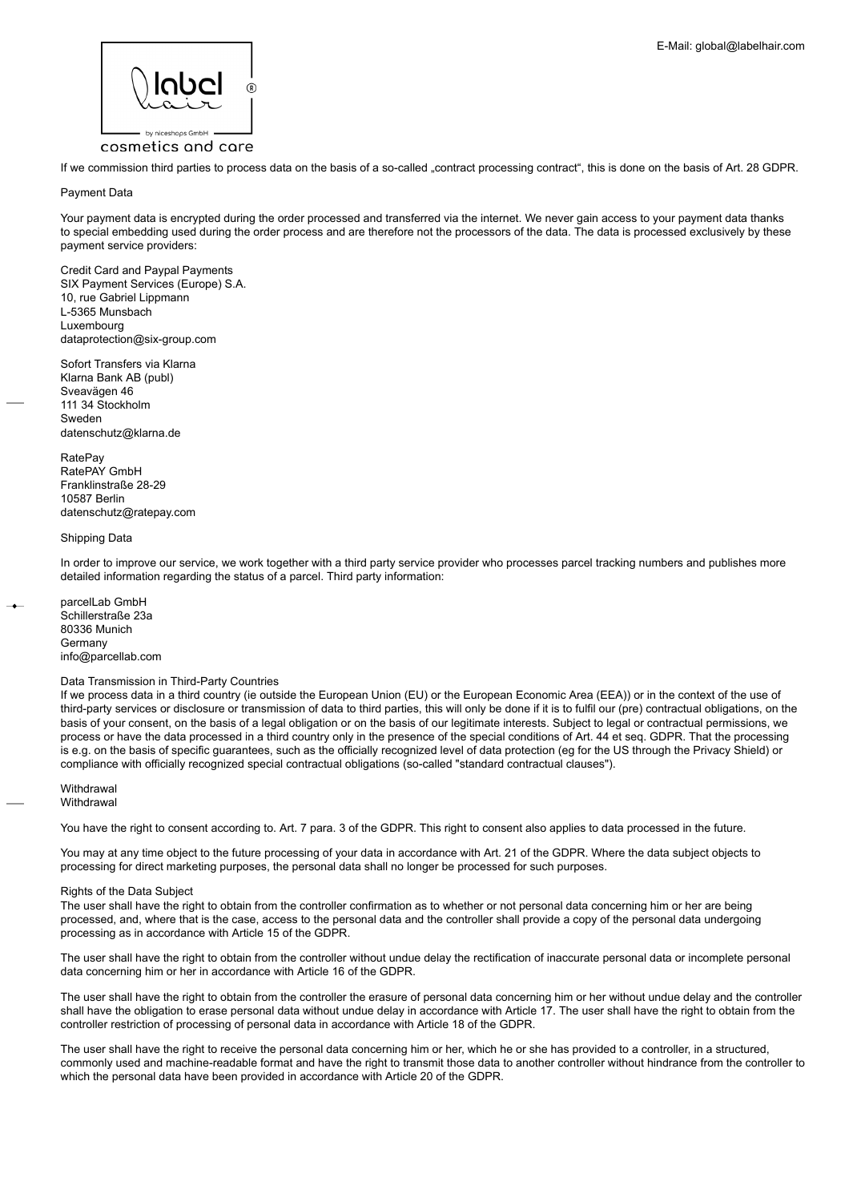If we commission third parties to process data on the basis of a so-called „contract processing contract", this is done on the basis of Art. 28 GDPR.

## Payment Data

Your payment data is encrypted during the order processed and transferred via the internet. We never gain access to your payment data thanks to special embedding used during the order process and are therefore not the processors of the data. The data is processed exclusively by these payment service providers:

Credit Card and Paypal Payments
SIX Payment Services (Europe) S.A.
10, rue Gabriel Lippmann
L-5365 Munsbach
Luxembourg
dataprotection@six-group.com

Sofort Transfers via Klarna
Klarna Bank AB (publ)
Sveavägen 46
111 34 Stockholm
Sweden
datenschutz@klarna.de

RatePay
RatePAY GmbH
Franklinstraße 28-29
10587 Berlin
datenschutz@ratepay.com

## Shipping Data

In order to improve our service, we work together with a third party service provider who processes parcel tracking numbers and publishes more detailed information regarding the status of a parcel. Third party information:

parcelLab GmbH
Schillerstraße 23a
80336 Munich
Germany
info@parcellab.com

## Data Transmission in Third-Party Countries

If we process data in a third country (ie outside the European Union (EU) or the European Economic Area (EEA)) or in the context of the use of third-party services or disclosure or transmission of data to third parties, this will only be done if it is to fulfil our (pre) contractual obligations, on the basis of your consent, on the basis of a legal obligation or on the basis of our legitimate interests. Subject to legal or contractual permissions, we process or have the data processed in a third country only in the presence of the special conditions of Art. 44 et seq. GDPR. That the processing is e.g. on the basis of specific guarantees, such as the officially recognized level of data protection (eg for the US through the Privacy Shield) or compliance with officially recognized special contractual obligations (so-called "standard contractual clauses").

## Withdrawal

Withdrawal

You have the right to consent according to. Art. 7 para. 3 of the GDPR. This right to consent also applies to data processed in the future.

You may at any time object to the future processing of your data in accordance with Art. 21 of the GDPR. Where the data subject objects to processing for direct marketing purposes, the personal data shall no longer be processed for such purposes.

## Rights of the Data Subject

The user shall have the right to obtain from the controller confirmation as to whether or not personal data concerning him or her are being processed, and, where that is the case, access to the personal data and the controller shall provide a copy of the personal data undergoing processing as in accordance with Article 15 of the GDPR.

The user shall have the right to obtain from the controller without undue delay the rectification of inaccurate personal data or incomplete personal data concerning him or her in accordance with Article 16 of the GDPR.

The user shall have the right to obtain from the controller the erasure of personal data concerning him or her without undue delay and the controller shall have the obligation to erase personal data without undue delay in accordance with Article 17. The user shall have the right to obtain from the controller restriction of processing of personal data in accordance with Article 18 of the GDPR.

The user shall have the right to receive the personal data concerning him or her, which he or she has provided to a controller, in a structured, commonly used and machine-readable format and have the right to transmit those data to another controller without hindrance from the controller to which the personal data have been provided in accordance with Article 20 of the GDPR.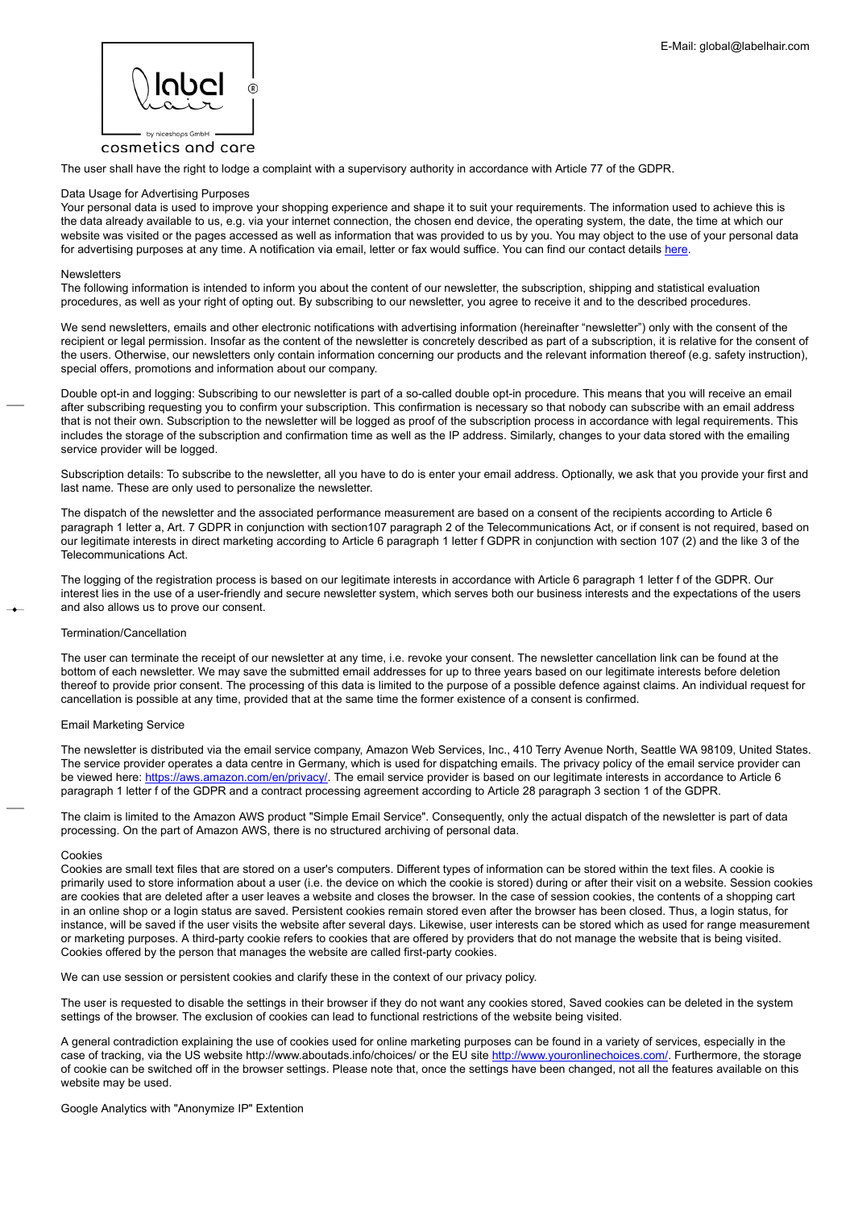The user shall have the right to lodge a complaint with a supervisory authority in accordance with Article 77 of the GDPR.

## Data Usage for Advertising Purposes

Your personal data is used to improve your shopping experience and shape it to suit your requirements. The information used to achieve this is the data already available to us, e.g. via your internet connection, the chosen end device, the operating system, the date, the time at which our website was visited or the pages accessed as well as information that was provided to us by you. You may object to the use of your personal data for advertising purposes at any time. A notification via email, letter or fax would suffice. You can find our contact details [here](here).

## Newsletters

The following information is intended to inform you about the content of our newsletter, the subscription, shipping and statistical evaluation procedures, as well as your right of opting out. By subscribing to our newsletter, you agree to receive it and to the described procedures.

We send newsletters, emails and other electronic notifications with advertising information (hereinafter "newsletter") only with the consent of the recipient or legal permission. Insofar as the content of the newsletter is concretely described as part of a subscription, it is relative for the consent of the users. Otherwise, our newsletters only contain information concerning our products and the relevant information thereof (e.g. safety instruction), special offers, promotions and information about our company.

Double opt-in and logging: Subscribing to our newsletter is part of a so-called double opt-in procedure. This means that you will receive an email after subscribing requesting you to confirm your subscription. This confirmation is necessary so that nobody can subscribe with an email address that is not their own. Subscription to the newsletter will be logged as proof of the subscription process in accordance with legal requirements. This includes the storage of the subscription and confirmation time as well as the IP address. Similarly, changes to your data stored with the emailing service provider will be logged.

Subscription details: To subscribe to the newsletter, all you have to do is enter your email address. Optionally, we ask that you provide your first and last name. These are only used to personalize the newsletter.

The dispatch of the newsletter and the associated performance measurement are based on a consent of the recipients according to Article 6 paragraph 1 letter a, Art. 7 GDPR in conjunction with section107 paragraph 2 of the Telecommunications Act, or if consent is not required, based on our legitimate interests in direct marketing according to Article 6 paragraph 1 letter f GDPR in conjunction with section 107 (2) and the like 3 of the Telecommunications Act.

The logging of the registration process is based on our legitimate interests in accordance with Article 6 paragraph 1 letter f of the GDPR. Our interest lies in the use of a user-friendly and secure newsletter system, which serves both our business interests and the expectations of the users and also allows us to prove our consent.

## Termination/Cancellation

The user can terminate the receipt of our newsletter at any time, i.e. revoke your consent. The newsletter cancellation link can be found at the bottom of each newsletter. We may save the submitted email addresses for up to three years based on our legitimate interests before deletion thereof to provide prior consent. The processing of this data is limited to the purpose of a possible defence against claims. An individual request for cancellation is possible at any time, provided that at the same time the former existence of a consent is confirmed.

## Email Marketing Service

The newsletter is distributed via the email service company, Amazon Web Services, Inc., 410 Terry Avenue North, Seattle WA 98109, United States. The service provider operates a data centre in Germany, which is used for dispatching emails. The privacy policy of the email service provider can be viewed here: [https://aws.amazon.com/en/privacy/](https://aws.amazon.com/en/privacy/). The email service provider is based on our legitimate interests in accordance to Article 6 paragraph 1 letter f of the GDPR and a contract processing agreement according to Article 28 paragraph 3 section 1 of the GDPR.

The claim is limited to the Amazon AWS product "Simple Email Service". Consequently, only the actual dispatch of the newsletter is part of data processing. On the part of Amazon AWS, there is no structured archiving of personal data.

## Cookies

Cookies are small text files that are stored on a user's computers. Different types of information can be stored within the text files. A cookie is primarily used to store information about a user (i.e. the device on which the cookie is stored) during or after their visit on a website. Session cookies are cookies that are deleted after a user leaves a website and closes the browser. In the case of session cookies, the contents of a shopping cart in an online shop or a login status are saved. Persistent cookies remain stored even after the browser has been closed. Thus, a login status, for instance, will be saved if the user visits the website after several days. Likewise, user interests can be stored which as used for range measurement or marketing purposes. A third-party cookie refers to cookies that are offered by providers that do not manage the website that is being visited. Cookies offered by the person that manages the website are called first-party cookies.

We can use session or persistent cookies and clarify these in the context of our privacy policy.

The user is requested to disable the settings in their browser if they do not want any cookies stored, Saved cookies can be deleted in the system settings of the browser. The exclusion of cookies can lead to functional restrictions of the website being visited.

A general contradiction explaining the use of cookies used for online marketing purposes can be found in a variety of services, especially in the case of tracking, via the US website http://www.aboutads.info/choices/ or the EU site [http://www.youronlinechoices.com/](http://www.youronlinechoices.com/). Furthermore, the storage of cookie can be switched off in the browser settings. Please note that, once the settings have been changed, not all the features available on this website may be used.

## Google Analytics with "Anonymize IP" Extention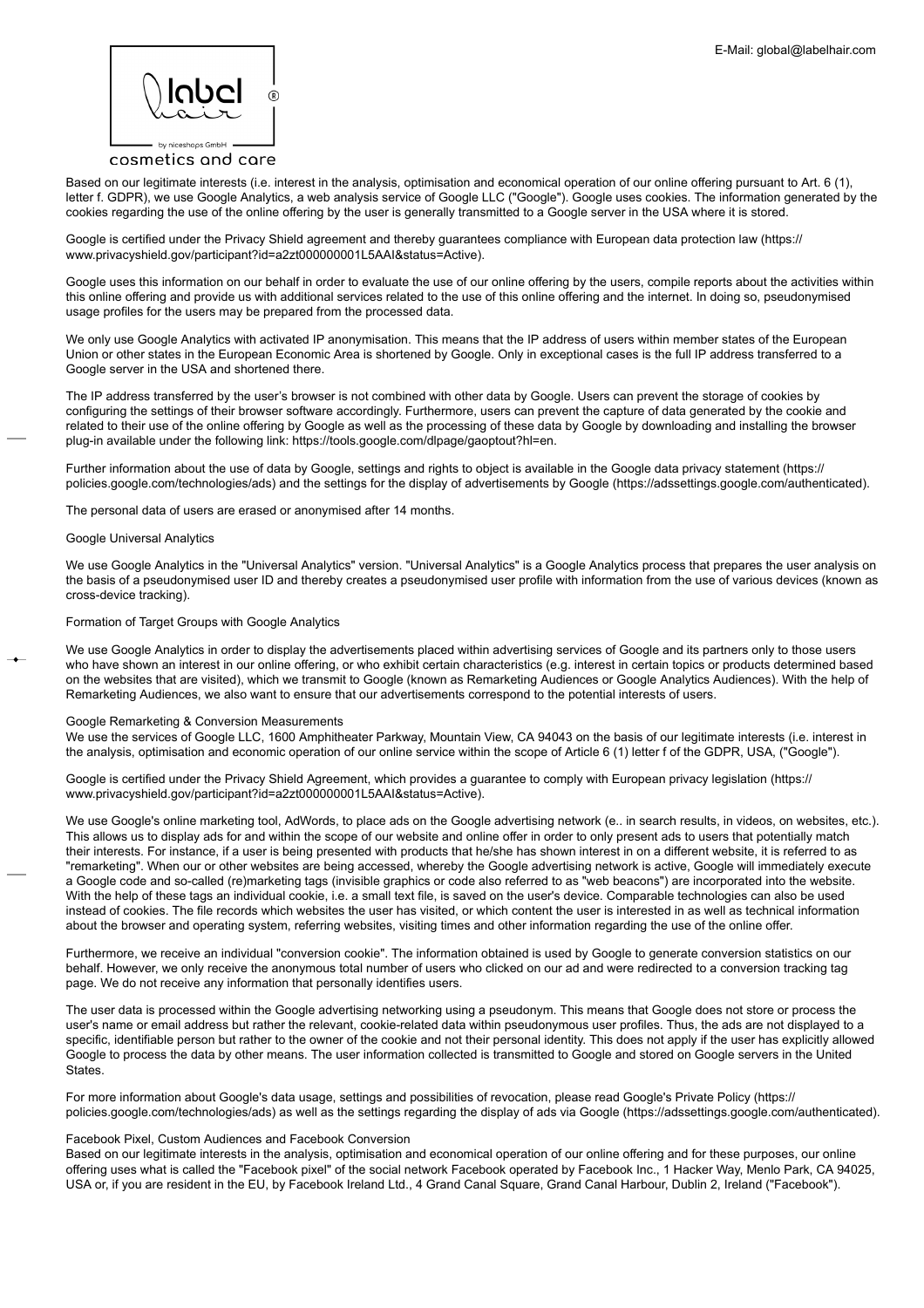Based on our legitimate interests (i.e. interest in the analysis, optimisation and economical operation of our online offering pursuant to Art. 6 (1), letter f. GDPR), we use Google Analytics, a web analysis service of Google LLC ("Google"). Google uses cookies. The information generated by the cookies regarding the use of the online offering by the user is generally transmitted to a Google server in the USA where it is stored.

Google is certified under the Privacy Shield agreement and thereby guarantees compliance with European data protection law (https://www.privacyshield.gov/participant?id=a2zt000000001L5AAI&status=Active).

Google uses this information on our behalf in order to evaluate the use of our online offering by the users, compile reports about the activities within this online offering and provide us with additional services related to the use of this online offering and the internet. In doing so, pseudonymised usage profiles for the users may be prepared from the processed data.

We only use Google Analytics with activated IP anonymisation. This means that the IP address of users within member states of the European Union or other states in the European Economic Area is shortened by Google. Only in exceptional cases is the full IP address transferred to a Google server in the USA and shortened there.

The IP address transferred by the user's browser is not combined with other data by Google. Users can prevent the storage of cookies by configuring the settings of their browser software accordingly. Furthermore, users can prevent the capture of data generated by the cookie and related to their use of the online offering by Google as well as the processing of these data by Google by downloading and installing the browser plug-in available under the following link: https://tools.google.com/dlpage/gaoptout?hl=en.

Further information about the use of data by Google, settings and rights to object is available in the Google data privacy statement (https://policies.google.com/technologies/ads) and the settings for the display of advertisements by Google (https://adssettings.google.com/authenticated).

The personal data of users are erased or anonymised after 14 months.

Google Universal Analytics

We use Google Analytics in the "Universal Analytics" version. "Universal Analytics" is a Google Analytics process that prepares the user analysis on the basis of a pseudonymised user ID and thereby creates a pseudonymised user profile with information from the use of various devices (known as cross-device tracking).

Formation of Target Groups with Google Analytics

We use Google Analytics in order to display the advertisements placed within advertising services of Google and its partners only to those users who have shown an interest in our online offering, or who exhibit certain characteristics (e.g. interest in certain topics or products determined based on the websites that are visited), which we transmit to Google (known as Remarketing Audiences or Google Analytics Audiences). With the help of Remarketing Audiences, we also want to ensure that our advertisements correspond to the potential interests of users.

Google Remarketing & Conversion Measurements
We use the services of Google LLC, 1600 Amphitheater Parkway, Mountain View, CA 94043 on the basis of our legitimate interests (i.e. interest in the analysis, optimisation and economic operation of our online service within the scope of Article 6 (1) letter f of the GDPR, USA, ("Google").

Google is certified under the Privacy Shield Agreement, which provides a guarantee to comply with European privacy legislation (https://www.privacyshield.gov/participant?id=a2zt000000001L5AAI&status=Active).

We use Google's online marketing tool, AdWords, to place ads on the Google advertising network (e.. in search results, in videos, on websites, etc.). This allows us to display ads for and within the scope of our website and online offer in order to only present ads to users that potentially match their interests. For instance, if a user is being presented with products that he/she has shown interest in on a different website, it is referred to as "remarketing". When our or other websites are being accessed, whereby the Google advertising network is active, Google will immediately execute a Google code and so-called (re)marketing tags (invisible graphics or code also referred to as "web beacons") are incorporated into the website. With the help of these tags an individual cookie, i.e. a small text file, is saved on the user's device. Comparable technologies can also be used instead of cookies. The file records which websites the user has visited, or which content the user is interested in as well as technical information about the browser and operating system, referring websites, visiting times and other information regarding the use of the online offer.

Furthermore, we receive an individual "conversion cookie". The information obtained is used by Google to generate conversion statistics on our behalf. However, we only receive the anonymous total number of users who clicked on our ad and were redirected to a conversion tracking tag page. We do not receive any information that personally identifies users.

The user data is processed within the Google advertising networking using a pseudonym. This means that Google does not store or process the user's name or email address but rather the relevant, cookie-related data within pseudonymous user profiles. Thus, the ads are not displayed to a specific, identifiable person but rather to the owner of the cookie and not their personal identity. This does not apply if the user has explicitly allowed Google to process the data by other means. The user information collected is transmitted to Google and stored on Google servers in the United States.

For more information about Google's data usage, settings and possibilities of revocation, please read Google's Private Policy (https://policies.google.com/technologies/ads) as well as the settings regarding the display of ads via Google (https://adssettings.google.com/authenticated).

Facebook Pixel, Custom Audiences and Facebook Conversion
Based on our legitimate interests in the analysis, optimisation and economical operation of our online offering and for these purposes, our online offering uses what is called the "Facebook pixel" of the social network Facebook operated by Facebook Inc., 1 Hacker Way, Menlo Park, CA 94025, USA or, if you are resident in the EU, by Facebook Ireland Ltd., 4 Grand Canal Square, Grand Canal Harbour, Dublin 2, Ireland ("Facebook").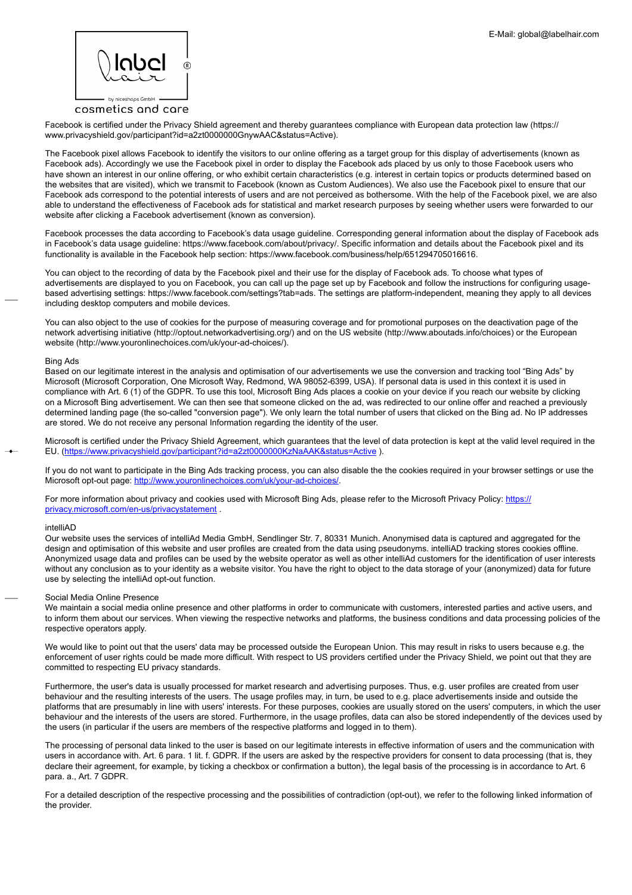Facebook is certified under the Privacy Shield agreement and thereby guarantees compliance with European data protection law (https://www.privacyshield.gov/participant?id=a2zt0000000GnywAAC&status=Active).

The Facebook pixel allows Facebook to identify the visitors to our online offering as a target group for this display of advertisements (known as Facebook ads). Accordingly we use the Facebook pixel in order to display the Facebook ads placed by us only to those Facebook users who have shown an interest in our online offering, or who exhibit certain characteristics (e.g. interest in certain topics or products determined based on the websites that are visited), which we transmit to Facebook (known as Custom Audiences). We also use the Facebook pixel to ensure that our Facebook ads correspond to the potential interests of users and are not perceived as bothersome. With the help of the Facebook pixel, we are also able to understand the effectiveness of Facebook ads for statistical and market research purposes by seeing whether users were forwarded to our website after clicking a Facebook advertisement (known as conversion).

Facebook processes the data according to Facebook's data usage guideline. Corresponding general information about the display of Facebook ads in Facebook's data usage guideline: https://www.facebook.com/about/privacy/. Specific information and details about the Facebook pixel and its functionality is available in the Facebook help section: https://www.facebook.com/business/help/651294705016616.

You can object to the recording of data by the Facebook pixel and their use for the display of Facebook ads. To choose what types of advertisements are displayed to you on Facebook, you can call up the page set up by Facebook and follow the instructions for configuring usage-based advertising settings: https://www.facebook.com/settings?tab=ads. The settings are platform-independent, meaning they apply to all devices including desktop computers and mobile devices.

You can also object to the use of cookies for the purpose of measuring coverage and for promotional purposes on the deactivation page of the network advertising initiative (http://optout.networkadvertising.org/) and on the US website (http://www.aboutads.info/choices) or the European website (http://www.youronlinechoices.com/uk/your-ad-choices/).

Bing Ads

Based on our legitimate interest in the analysis and optimisation of our advertisements we use the conversion and tracking tool "Bing Ads" by Microsoft (Microsoft Corporation, One Microsoft Way, Redmond, WA 98052-6399, USA). If personal data is used in this context it is used in compliance with Art. 6 (1) of the GDPR. To use this tool, Microsoft Bing Ads places a cookie on your device if you reach our website by clicking on a Microsoft Bing advertisement. We can then see that someone clicked on the ad, was redirected to our online offer and reached a previously determined landing page (the so-called "conversion page"). We only learn the total number of users that clicked on the Bing ad. No IP addresses are stored. We do not receive any personal Information regarding the identity of the user.

Microsoft is certified under the Privacy Shield Agreement, which guarantees that the level of data protection is kept at the valid level required in the EU. (https://www.privacyshield.gov/participant?id=a2zt0000000KzNaAAK&status=Active ).

If you do not want to participate in the Bing Ads tracking process, you can also disable the the cookies required in your browser settings or use the Microsoft opt-out page: http://www.youronlinechoices.com/uk/your-ad-choices/.

For more information about privacy and cookies used with Microsoft Bing Ads, please refer to the Microsoft Privacy Policy: https://privacy.microsoft.com/en-us/privacystatement .

intelliAD

Our website uses the services of intelliAd Media GmbH, Sendlinger Str. 7, 80331 Munich. Anonymised data is captured and aggregated for the design and optimisation of this website and user profiles are created from the data using pseudonyms. intelliAD tracking stores cookies offline. Anonymized usage data and profiles can be used by the website operator as well as other intelliAd customers for the identification of user interests without any conclusion as to your identity as a website visitor. You have the right to object to the data storage of your (anonymized) data for future use by selecting the intelliAd opt-out function.

Social Media Online Presence

We maintain a social media online presence and other platforms in order to communicate with customers, interested parties and active users, and to inform them about our services. When viewing the respective networks and platforms, the business conditions and data processing policies of the respective operators apply.

We would like to point out that the users' data may be processed outside the European Union. This may result in risks to users because e.g. the enforcement of user rights could be made more difficult. With respect to US providers certified under the Privacy Shield, we point out that they are committed to respecting EU privacy standards.

Furthermore, the user's data is usually processed for market research and advertising purposes. Thus, e.g. user profiles are created from user behaviour and the resulting interests of the users. The usage profiles may, in turn, be used to e.g. place advertisements inside and outside the platforms that are presumably in line with users' interests. For these purposes, cookies are usually stored on the users' computers, in which the user behaviour and the interests of the users are stored. Furthermore, in the usage profiles, data can also be stored independently of the devices used by the users (in particular if the users are members of the respective platforms and logged in to them).

The processing of personal data linked to the user is based on our legitimate interests in effective information of users and the communication with users in accordance with. Art. 6 para. 1 lit. f. GDPR. If the users are asked by the respective providers for consent to data processing (that is, they declare their agreement, for example, by ticking a checkbox or confirmation a button), the legal basis of the processing is in accordance to Art. 6 para. a., Art. 7 GDPR.

For a detailed description of the respective processing and the possibilities of contradiction (opt-out), we refer to the following linked information of the provider.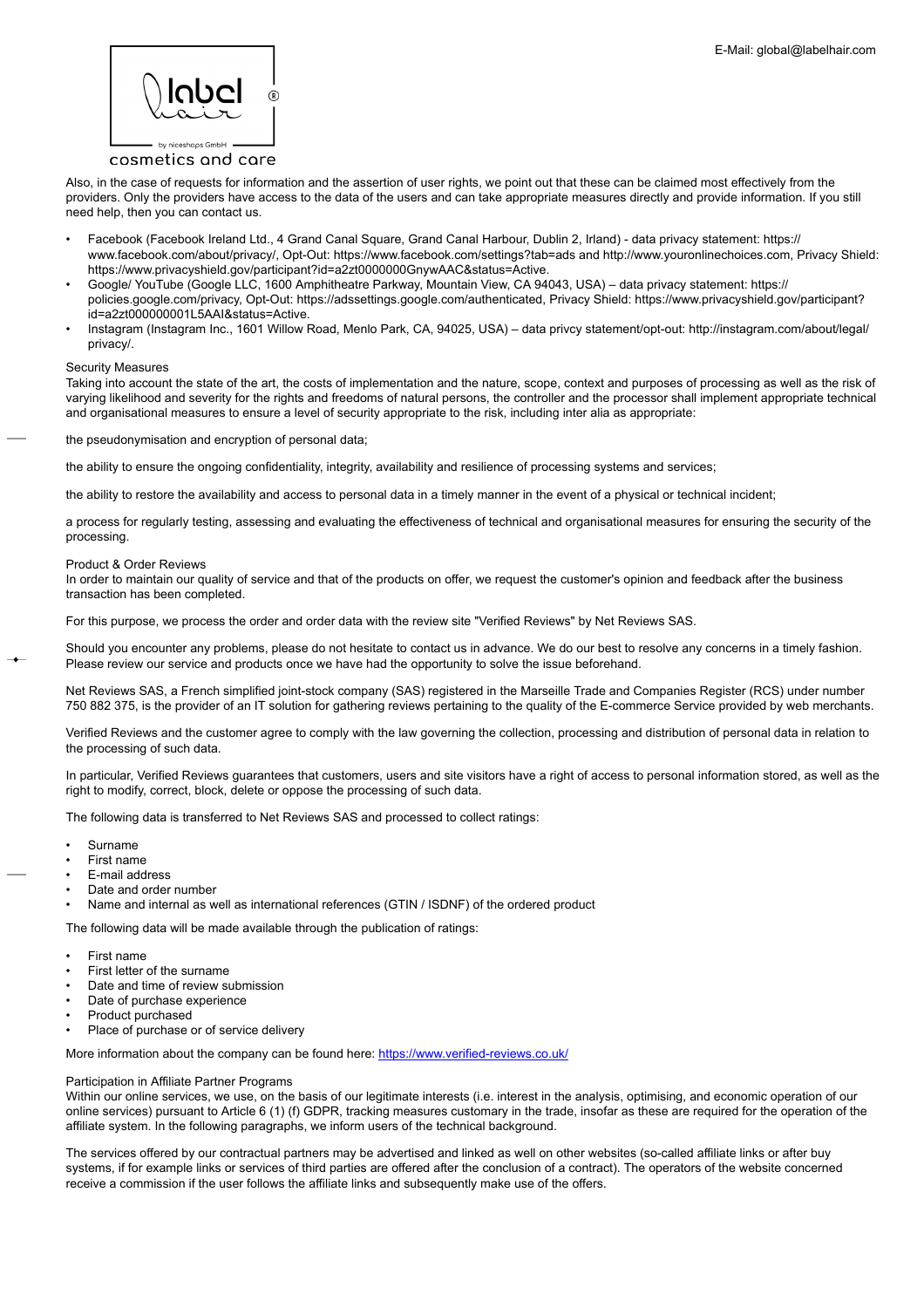Also, in the case of requests for information and the assertion of user rights, we point out that these can be claimed most effectively from the providers. Only the providers have access to the data of the users and can take appropriate measures directly and provide information. If you still need help, then you can contact us.

- Facebook (Facebook Ireland Ltd., 4 Grand Canal Square, Grand Canal Harbour, Dublin 2, Irland) - data privacy statement: https://www.facebook.com/about/privacy/, Opt-Out: https://www.facebook.com/settings?tab=ads and http://www.youronlinechoices.com, Privacy Shield: https://www.privacyshield.gov/participant?id=a2zt0000000GnywAAC&status=Active.
- Google/ YouTube (Google LLC, 1600 Amphitheatre Parkway, Mountain View, CA 94043, USA) – data privacy statement: https://policies.google.com/privacy, Opt-Out: https://adssettings.google.com/authenticated, Privacy Shield: https://www.privacyshield.gov/participant?id=a2zt000000001L5AAI&status=Active.
- Instagram (Instagram Inc., 1601 Willow Road, Menlo Park, CA, 94025, USA) – data privcy statement/opt-out: http://instagram.com/about/legal/privacy/.

Security Measures

Taking into account the state of the art, the costs of implementation and the nature, scope, context and purposes of processing as well as the risk of varying likelihood and severity for the rights and freedoms of natural persons, the controller and the processor shall implement appropriate technical and organisational measures to ensure a level of security appropriate to the risk, including inter alia as appropriate:

the pseudonymisation and encryption of personal data;

the ability to ensure the ongoing confidentiality, integrity, availability and resilience of processing systems and services;

the ability to restore the availability and access to personal data in a timely manner in the event of a physical or technical incident;

a process for regularly testing, assessing and evaluating the effectiveness of technical and organisational measures for ensuring the security of the processing.

Product & Order Reviews

In order to maintain our quality of service and that of the products on offer, we request the customer's opinion and feedback after the business transaction has been completed.

For this purpose, we process the order and order data with the review site "Verified Reviews" by Net Reviews SAS.

Should you encounter any problems, please do not hesitate to contact us in advance. We do our best to resolve any concerns in a timely fashion. Please review our service and products once we have had the opportunity to solve the issue beforehand.

Net Reviews SAS, a French simplified joint-stock company (SAS) registered in the Marseille Trade and Companies Register (RCS) under number 750 882 375, is the provider of an IT solution for gathering reviews pertaining to the quality of the E-commerce Service provided by web merchants.

Verified Reviews and the customer agree to comply with the law governing the collection, processing and distribution of personal data in relation to the processing of such data.

In particular, Verified Reviews guarantees that customers, users and site visitors have a right of access to personal information stored, as well as the right to modify, correct, block, delete or oppose the processing of such data.

The following data is transferred to Net Reviews SAS and processed to collect ratings:

- Surname
- First name
- E-mail address
- Date and order number
- Name and internal as well as international references (GTIN / ISDNF) of the ordered product

The following data will be made available through the publication of ratings:

- First name
- First letter of the surname
- Date and time of review submission
- Date of purchase experience
- Product purchased
- Place of purchase or of service delivery

More information about the company can be found here: [https://www.verified-reviews.co.uk/](https://www.verified-reviews.co.uk/)

Participation in Affiliate Partner Programs

Within our online services, we use, on the basis of our legitimate interests (i.e. interest in the analysis, optimising, and economic operation of our online services) pursuant to Article 6 (1) (f) GDPR, tracking measures customary in the trade, insofar as these are required for the operation of the affiliate system. In the following paragraphs, we inform users of the technical background.

The services offered by our contractual partners may be advertised and linked as well on other websites (so-called affiliate links or after buy systems, if for example links or services of third parties are offered after the conclusion of a contract). The operators of the website concerned receive a commission if the user follows the affiliate links and subsequently make use of the offers.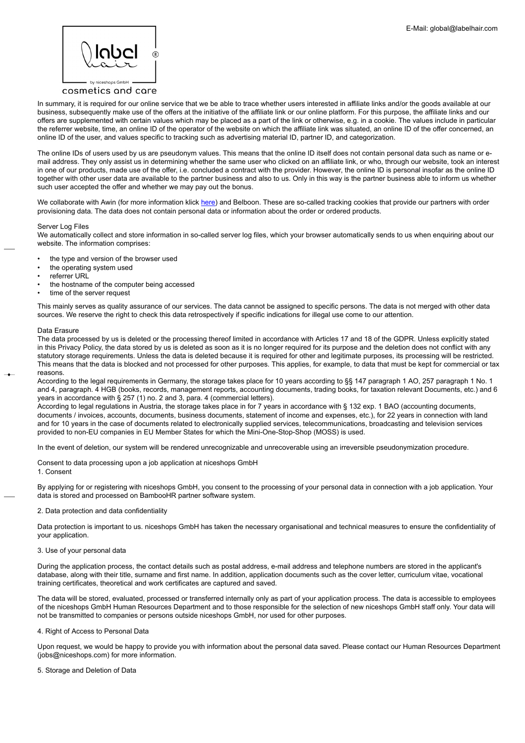In summary, it is required for our online service that we be able to trace whether users interested in affiliate links and/or the goods available at our business, subsequently make use of the offers at the initiative of the affiliate link or our online platform. For this purpose, the affiliate links and our offers are supplemented with certain values which may be placed as a part of the link or otherwise, e.g. in a cookie. The values include in particular the referrer website, time, an online ID of the operator of the website on which the affiliate link was situated, an online ID of the offer concerned, an online ID of the user, and values specific to tracking such as advertising material ID, partner ID, and categorization.

The online IDs of users used by us are pseudonym values. This means that the online ID itself does not contain personal data such as name or e-mail address. They only assist us in determining whether the same user who clicked on an affiliate link, or who, through our website, took an interest in one of our products, made use of the offer, i.e. concluded a contract with the provider. However, the online ID is personal insofar as the online ID together with other user data are available to the partner business and also to us. Only in this way is the partner business able to inform us whether such user accepted the offer and whether we may pay out the bonus.

We collaborate with Awin (for more information klick here) and Belboon. These are so-called tracking cookies that provide our partners with order provisioning data. The data does not contain personal data or information about the order or ordered products.

Server Log Files

We automatically collect and store information in so-called server log files, which your browser automatically sends to us when enquiring about our website. The information comprises:

- the type and version of the browser used
- the operating system used
- referrer URL
- the hostname of the computer being accessed
- time of the server request

This mainly serves as quality assurance of our services. The data cannot be assigned to specific persons. The data is not merged with other data sources. We reserve the right to check this data retrospectively if specific indications for illegal use come to our attention.

Data Erasure

The data processed by us is deleted or the processing thereof limited in accordance with Articles 17 and 18 of the GDPR. Unless explicitly stated in this Privacy Policy, the data stored by us is deleted as soon as it is no longer required for its purpose and the deletion does not conflict with any statutory storage requirements. Unless the data is deleted because it is required for other and legitimate purposes, its processing will be restricted. This means that the data is blocked and not processed for other purposes. This applies, for example, to data that must be kept for commercial or tax reasons.

According to the legal requirements in Germany, the storage takes place for 10 years according to §§ 147 paragraph 1 AO, 257 paragraph 1 No. 1 and 4, paragraph. 4 HGB (books, records, management reports, accounting documents, trading books, for taxation relevant Documents, etc.) and 6 years in accordance with § 257 (1) no. 2 and 3, para. 4 (commercial letters).

According to legal regulations in Austria, the storage takes place in for 7 years in accordance with § 132 exp. 1 BAO (accounting documents, documents / invoices, accounts, documents, business documents, statement of income and expenses, etc.), for 22 years in connection with land and for 10 years in the case of documents related to electronically supplied services, telecommunications, broadcasting and television services provided to non-EU companies in EU Member States for which the Mini-One-Stop-Shop (MOSS) is used.

In the event of deletion, our system will be rendered unrecognizable and unrecoverable using an irreversible pseudonymization procedure.

Consent to data processing upon a job application at niceshops GmbH

1. Consent

By applying for or registering with niceshops GmbH, you consent to the processing of your personal data in connection with a job application. Your data is stored and processed on BambooHR partner software system.

2. Data protection and data confidentiality

Data protection is important to us. niceshops GmbH has taken the necessary organisational and technical measures to ensure the confidentiality of your application.

3. Use of your personal data

During the application process, the contact details such as postal address, e-mail address and telephone numbers are stored in the applicant's database, along with their title, surname and first name. In addition, application documents such as the cover letter, curriculum vitae, vocational training certificates, theoretical and work certificates are captured and saved.

The data will be stored, evaluated, processed or transferred internally only as part of your application process. The data is accessible to employees of the niceshops GmbH Human Resources Department and to those responsible for the selection of new niceshops GmbH staff only. Your data will not be transmitted to companies or persons outside niceshops GmbH, nor used for other purposes.

4. Right of Access to Personal Data

Upon request, we would be happy to provide you with information about the personal data saved. Please contact our Human Resources Department (jobs@niceshops.com) for more information.

5. Storage and Deletion of Data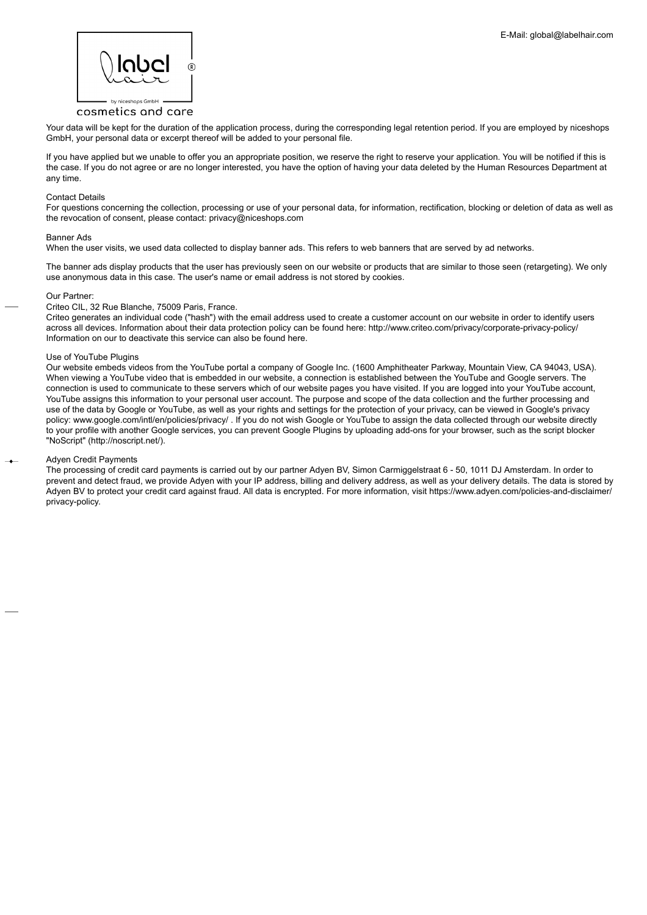Your data will be kept for the duration of the application process, during the corresponding legal retention period. If you are employed by niceshops GmbH, your personal data or excerpt thereof will be added to your personal file.

If you have applied but we unable to offer you an appropriate position, we reserve the right to reserve your application. You will be notified if this is the case. If you do not agree or are no longer interested, you have the option of having your data deleted by the Human Resources Department at any time.

Contact Details
For questions concerning the collection, processing or use of your personal data, for information, rectification, blocking or deletion of data as well as the revocation of consent, please contact: privacy@niceshops.com

Banner Ads
When the user visits, we used data collected to display banner ads. This refers to web banners that are served by ad networks.

The banner ads display products that the user has previously seen on our website or products that are similar to those seen (retargeting). We only use anonymous data in this case. The user's name or email address is not stored by cookies.

Our Partner:
Criteo CIL, 32 Rue Blanche, 75009 Paris, France.
Criteo generates an individual code ("hash") with the email address used to create a customer account on our website in order to identify users across all devices. Information about their data protection policy can be found here: http://www.criteo.com/privacy/corporate-privacy-policy/
Information on our to deactivate this service can also be found here.

Use of YouTube Plugins
Our website embeds videos from the YouTube portal a company of Google Inc. (1600 Amphitheater Parkway, Mountain View, CA 94043, USA). When viewing a YouTube video that is embedded in our website, a connection is established between the YouTube and Google servers. The connection is used to communicate to these servers which of our website pages you have visited. If you are logged into your YouTube account, YouTube assigns this information to your personal user account. The purpose and scope of the data collection and the further processing and use of the data by Google or YouTube, as well as your rights and settings for the protection of your privacy, can be viewed in Google's privacy policy: www.google.com/intl/en/policies/privacy/ . If you do not wish Google or YouTube to assign the data collected through our website directly to your profile with another Google services, you can prevent Google Plugins by uploading add-ons for your browser, such as the script blocker "NoScript" (http://noscript.net/).

Adyen Credit Payments
The processing of credit card payments is carried out by our partner Adyen BV, Simon Carmiggelstraat 6 - 50, 1011 DJ Amsterdam. In order to prevent and detect fraud, we provide Adyen with your IP address, billing and delivery address, as well as your delivery details. The data is stored by Adyen BV to protect your credit card against fraud. All data is encrypted. For more information, visit https://www.adyen.com/policies-and-disclaimer/privacy-policy.